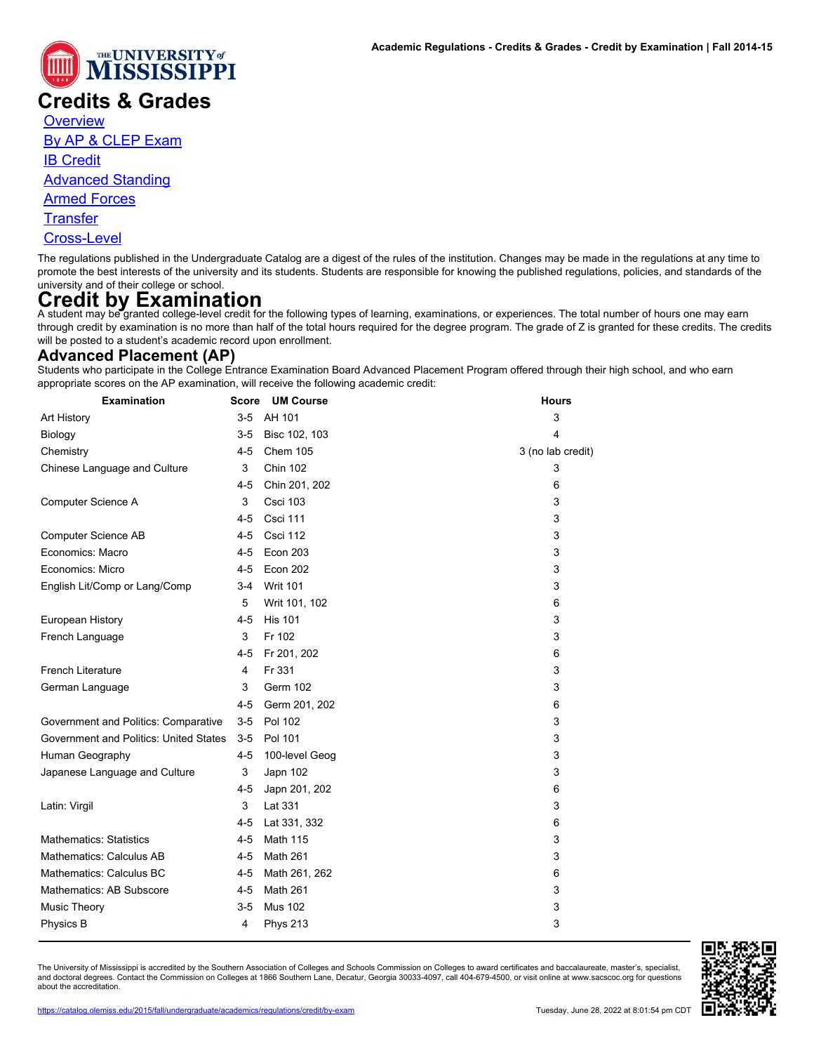# Credits & Grades

- Overview
- By AP & CLEP Exam
- IB Credit
- Advanced Standing
- Armed Forces
- Transfer
- Cross-Level

The regulations published in the Undergraduate Catalog are a digest of the rules of the institution. Changes may be made in the regulations at any time to promote the best interests of the university and its students. Students are responsible for knowing the published regulations, policies, and standards of the university and of their college or school.

# Credit by Examination

A student may be granted college-level credit for the following types of learning, examinations, or experiences. The total number of hours one may earn through credit by examination is no more than half of the total hours required for the degree program. The grade of Z is granted for these credits. The credits will be posted to a student's academic record upon enrollment.

## Advanced Placement (AP)

Students who participate in the College Entrance Examination Board Advanced Placement Program offered through their high school, and who earn appropriate scores on the AP examination, will receive the following academic credit:

| Examination | Score | UM Course | Hours |
|---|---|---|---|
| Art History | 3-5 | AH 101 | 3 |
| Biology | 3-5 | Bisc 102, 103 | 4 |
| Chemistry | 4-5 | Chem 105 | 3 (no lab credit) |
| Chinese Language and Culture | 3 | Chin 102 | 3 |
| | 4-5 | Chin 201, 202 | 6 |
| Computer Science A | 3 | Csci 103 | 3 |
| | 4-5 | Csci 111 | 3 |
| Computer Science AB | 4-5 | Csci 112 | 3 |
| Economics: Macro | 4-5 | Econ 203 | 3 |
| Economics: Micro | 4-5 | Econ 202 | 3 |
| English Lit/Comp or Lang/Comp | 3-4 | Writ 101 | 3 |
| | 5 | Writ 101, 102 | 6 |
| European History | 4-5 | His 101 | 3 |
| French Language | 3 | Fr 102 | 3 |
| | 4-5 | Fr 201, 202 | 6 |
| French Literature | 4 | Fr 331 | 3 |
| German Language | 3 | Germ 102 | 3 |
| | 4-5 | Germ 201, 202 | 6 |
| Government and Politics: Comparative | 3-5 | Pol 102 | 3 |
| Government and Politics: United States | 3-5 | Pol 101 | 3 |
| Human Geography | 4-5 | 100-level Geog | 3 |
| Japanese Language and Culture | 3 | Japn 102 | 3 |
| | 4-5 | Japn 201, 202 | 6 |
| Latin: Virgil | 3 | Lat 331 | 3 |
| | 4-5 | Lat 331, 332 | 6 |
| Mathematics: Statistics | 4-5 | Math 115 | 3 |
| Mathematics: Calculus AB | 4-5 | Math 261 | 3 |
| Mathematics: Calculus BC | 4-5 | Math 261, 262 | 6 |
| Mathematics: AB Subscore | 4-5 | Math 261 | 3 |
| Music Theory | 3-5 | Mus 102 | 3 |
| Physics B | 4 | Phys 213 | 3 |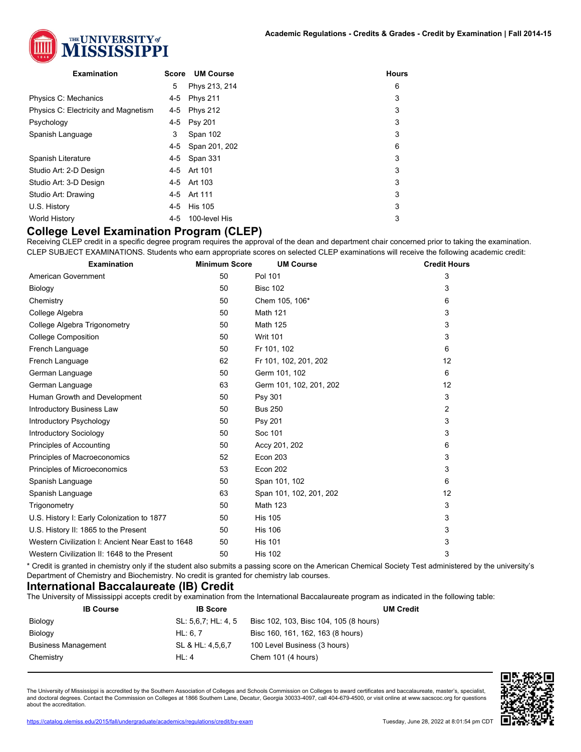| Examination | Score | UM Course | Hours |
|---|---|---|---|
| | 5 | Phys 213, 214 | 6 |
| Physics C: Mechanics | 4-5 | Phys 211 | 3 |
| Physics C: Electricity and Magnetism | 4-5 | Phys 212 | 3 |
| Psychology | 4-5 | Psy 201 | 3 |
| Spanish Language | 3 | Span 102 | 3 |
| | 4-5 | Span 201, 202 | 6 |
| Spanish Literature | 4-5 | Span 331 | 3 |
| Studio Art: 2-D Design | 4-5 | Art 101 | 3 |
| Studio Art: 3-D Design | 4-5 | Art 103 | 3 |
| Studio Art: Drawing | 4-5 | Art 111 | 3 |
| U.S. History | 4-5 | His 105 | 3 |
| World History | 4-5 | 100-level His | 3 |

## College Level Examination Program (CLEP)

Receiving CLEP credit in a specific degree program requires the approval of the dean and department chair concerned prior to taking the examination. CLEP SUBJECT EXAMINATIONS. Students who earn appropriate scores on selected CLEP examinations will receive the following academic credit:

| Examination | Minimum Score | UM Course | Credit Hours |
|---|---|---|---|
| American Government | 50 | Pol 101 | 3 |
| Biology | 50 | Bisc 102 | 3 |
| Chemistry | 50 | Chem 105, 106* | 6 |
| College Algebra | 50 | Math 121 | 3 |
| College Algebra Trigonometry | 50 | Math 125 | 3 |
| College Composition | 50 | Writ 101 | 3 |
| French Language | 50 | Fr 101, 102 | 6 |
| French Language | 62 | Fr 101, 102, 201, 202 | 12 |
| German Language | 50 | Germ 101, 102 | 6 |
| German Language | 63 | Germ 101, 102, 201, 202 | 12 |
| Human Growth and Development | 50 | Psy 301 | 3 |
| Introductory Business Law | 50 | Bus 250 | 2 |
| Introductory Psychology | 50 | Psy 201 | 3 |
| Introductory Sociology | 50 | Soc 101 | 3 |
| Principles of Accounting | 50 | Accy 201, 202 | 6 |
| Principles of Macroeconomics | 52 | Econ 203 | 3 |
| Principles of Microeconomics | 53 | Econ 202 | 3 |
| Spanish Language | 50 | Span 101, 102 | 6 |
| Spanish Language | 63 | Span 101, 102, 201, 202 | 12 |
| Trigonometry | 50 | Math 123 | 3 |
| U.S. History I: Early Colonization to 1877 | 50 | His 105 | 3 |
| U.S. History II: 1865 to the Present | 50 | His 106 | 3 |
| Western Civilization I: Ancient Near East to 1648 | 50 | His 101 | 3 |
| Western Civilization II: 1648 to the Present | 50 | His 102 | 3 |

* Credit is granted in chemistry only if the student also submits a passing score on the American Chemical Society Test administered by the university's Department of Chemistry and Biochemistry. No credit is granted for chemistry lab courses.

## International Baccalaureate (IB) Credit

The University of Mississippi accepts credit by examination from the International Baccalaureate program as indicated in the following table:

| IB Course | IB Score | UM Credit |
|---|---|---|
| Biology | SL: 5,6,7; HL: 4, 5 | Bisc 102, 103, Bisc 104, 105 (8 hours) |
| Biology | HL: 6, 7 | Bisc 160, 161, 162, 163 (8 hours) |
| Business Management | SL & HL: 4,5,6,7 | 100 Level Business (3 hours) |
| Chemistry | HL: 4 | Chem 101 (4 hours) |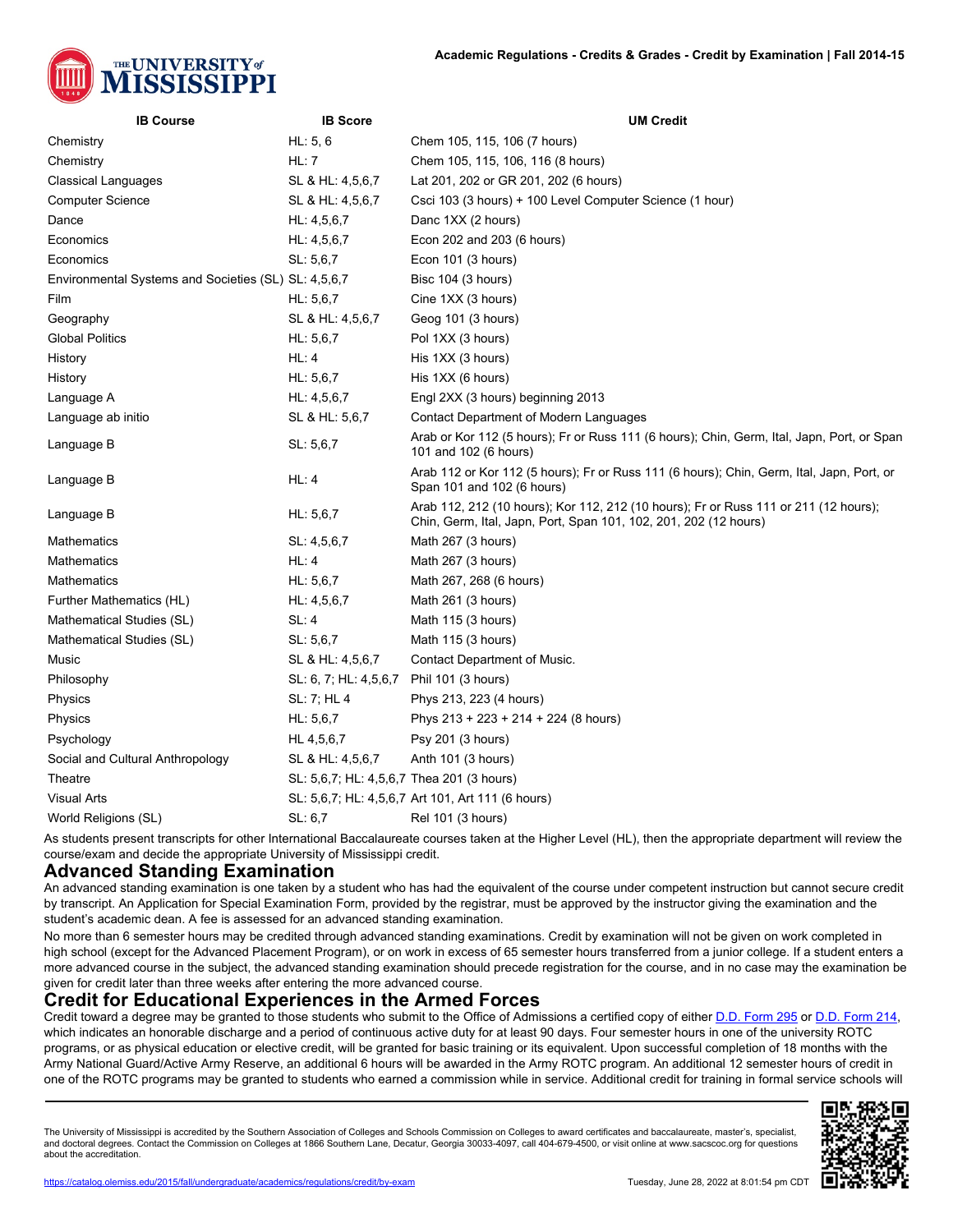| IB Course | IB Score | UM Credit |
| --- | --- | --- |
| Chemistry | HL: 5, 6 | Chem 105, 115, 106 (7 hours) |
| Chemistry | HL: 7 | Chem 105, 115, 106, 116 (8 hours) |
| Classical Languages | SL & HL: 4,5,6,7 | Lat 201, 202 or GR 201, 202 (6 hours) |
| Computer Science | SL & HL: 4,5,6,7 | Csci 103 (3 hours) + 100 Level Computer Science (1 hour) |
| Dance | HL: 4,5,6,7 | Danc 1XX (2 hours) |
| Economics | HL: 4,5,6,7 | Econ 202 and 203 (6 hours) |
| Economics | SL: 5,6,7 | Econ 101 (3 hours) |
| Environmental Systems and Societies (SL) | SL: 4,5,6,7 | Bisc 104 (3 hours) |
| Film | HL: 5,6,7 | Cine 1XX (3 hours) |
| Geography | SL & HL: 4,5,6,7 | Geog 101 (3 hours) |
| Global Politics | HL: 5,6,7 | Pol 1XX (3 hours) |
| History | HL: 4 | His 1XX (3 hours) |
| History | HL: 5,6,7 | His 1XX (6 hours) |
| Language A | HL: 4,5,6,7 | Engl 2XX (3 hours) beginning 2013 |
| Language ab initio | SL & HL: 5,6,7 | Contact Department of Modern Languages |
| Language B | SL: 5,6,7 | Arab or Kor 112 (5 hours); Fr or Russ 111 (6 hours); Chin, Germ, Ital, Japn, Port, or Span 101 and 102 (6 hours) |
| Language B | HL: 4 | Arab 112 or Kor 112 (5 hours); Fr or Russ 111 (6 hours); Chin, Germ, Ital, Japn, Port, or Span 101 and 102 (6 hours) |
| Language B | HL: 5,6,7 | Arab 112, 212 (10 hours); Kor 112, 212 (10 hours); Fr or Russ 111 or 211 (12 hours); Chin, Germ, Ital, Japn, Port, Span 101, 102, 201, 202 (12 hours) |
| Mathematics | SL: 4,5,6,7 | Math 267 (3 hours) |
| Mathematics | HL: 4 | Math 267 (3 hours) |
| Mathematics | HL: 5,6,7 | Math 267, 268 (6 hours) |
| Further Mathematics (HL) | HL: 4,5,6,7 | Math 261 (3 hours) |
| Mathematical Studies (SL) | SL: 4 | Math 115 (3 hours) |
| Mathematical Studies (SL) | SL: 5,6,7 | Math 115 (3 hours) |
| Music | SL & HL: 4,5,6,7 | Contact Department of Music. |
| Philosophy | SL: 6, 7; HL: 4,5,6,7 | Phil 101 (3 hours) |
| Physics | SL: 7; HL 4 | Phys 213, 223 (4 hours) |
| Physics | HL: 5,6,7 | Phys 213 + 223 + 214 + 224 (8 hours) |
| Psychology | HL 4,5,6,7 | Psy 201 (3 hours) |
| Social and Cultural Anthropology | SL & HL: 4,5,6,7 | Anth 101 (3 hours) |
| Theatre | SL: 5,6,7; HL: 4,5,6,7 | Thea 201 (3 hours) |
| Visual Arts | SL: 5,6,7; HL: 4,5,6,7 | Art 101, Art 111 (6 hours) |
| World Religions (SL) | SL: 6,7 | Rel 101 (3 hours) |

As students present transcripts for other International Baccalaureate courses taken at the Higher Level (HL), then the appropriate department will review the course/exam and decide the appropriate University of Mississippi credit.

## Advanced Standing Examination

An advanced standing examination is one taken by a student who has had the equivalent of the course under competent instruction but cannot secure credit by transcript. An Application for Special Examination Form, provided by the registrar, must be approved by the instructor giving the examination and the student's academic dean. A fee is assessed for an advanced standing examination.

No more than 6 semester hours may be credited through advanced standing examinations. Credit by examination will not be given on work completed in high school (except for the Advanced Placement Program), or on work in excess of 65 semester hours transferred from a junior college. If a student enters a more advanced course in the subject, the advanced standing examination should precede registration for the course, and in no case may the examination be given for credit later than three weeks after entering the more advanced course.

## Credit for Educational Experiences in the Armed Forces

Credit toward a degree may be granted to those students who submit to the Office of Admissions a certified copy of either D.D. Form 295 or D.D. Form 214, which indicates an honorable discharge and a period of continuous active duty for at least 90 days. Four semester hours in one of the university ROTC programs, or as physical education or elective credit, will be granted for basic training or its equivalent. Upon successful completion of 18 months with the Army National Guard/Active Army Reserve, an additional 6 hours will be awarded in the Army ROTC program. An additional 12 semester hours of credit in one of the ROTC programs may be granted to students who earned a commission while in service. Additional credit for training in formal service schools will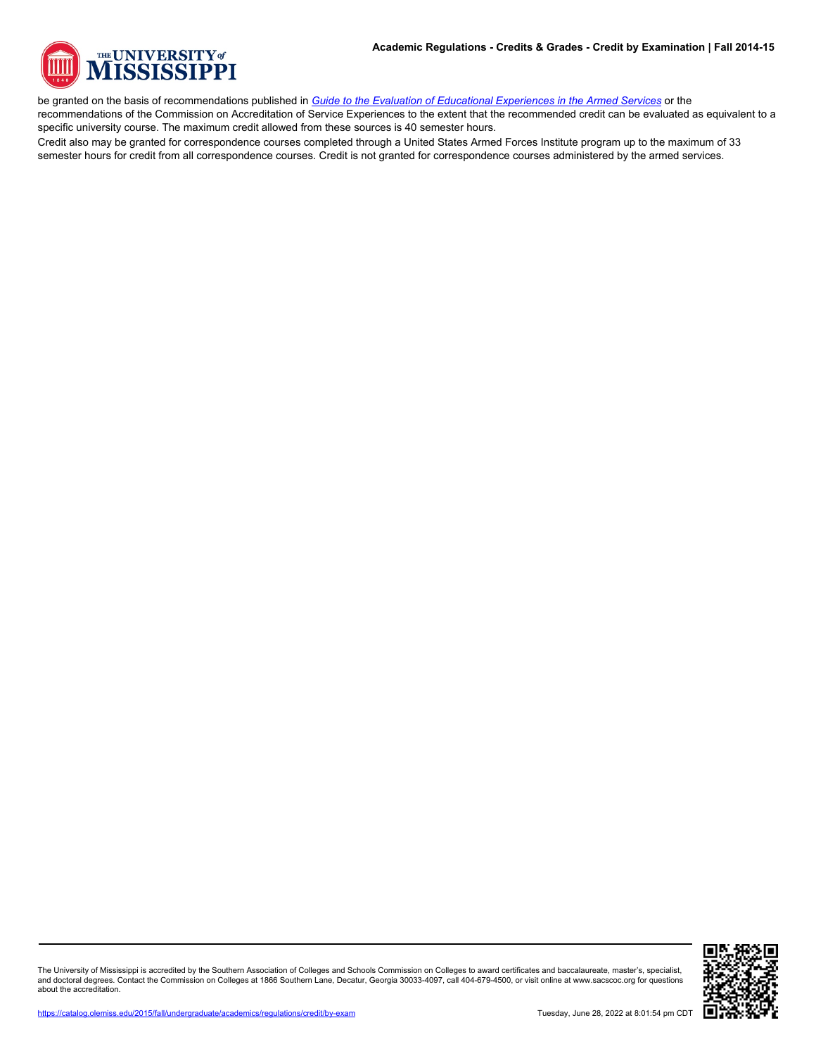be granted on the basis of recommendations published in *Guide to the Evaluation of Educational Experiences in the Armed Services* or the recommendations of the Commission on Accreditation of Service Experiences to the extent that the recommended credit can be evaluated as equivalent to a specific university course. The maximum credit allowed from these sources is 40 semester hours.

Credit also may be granted for correspondence courses completed through a United States Armed Forces Institute program up to the maximum of 33 semester hours for credit from all correspondence courses. Credit is not granted for correspondence courses administered by the armed services.